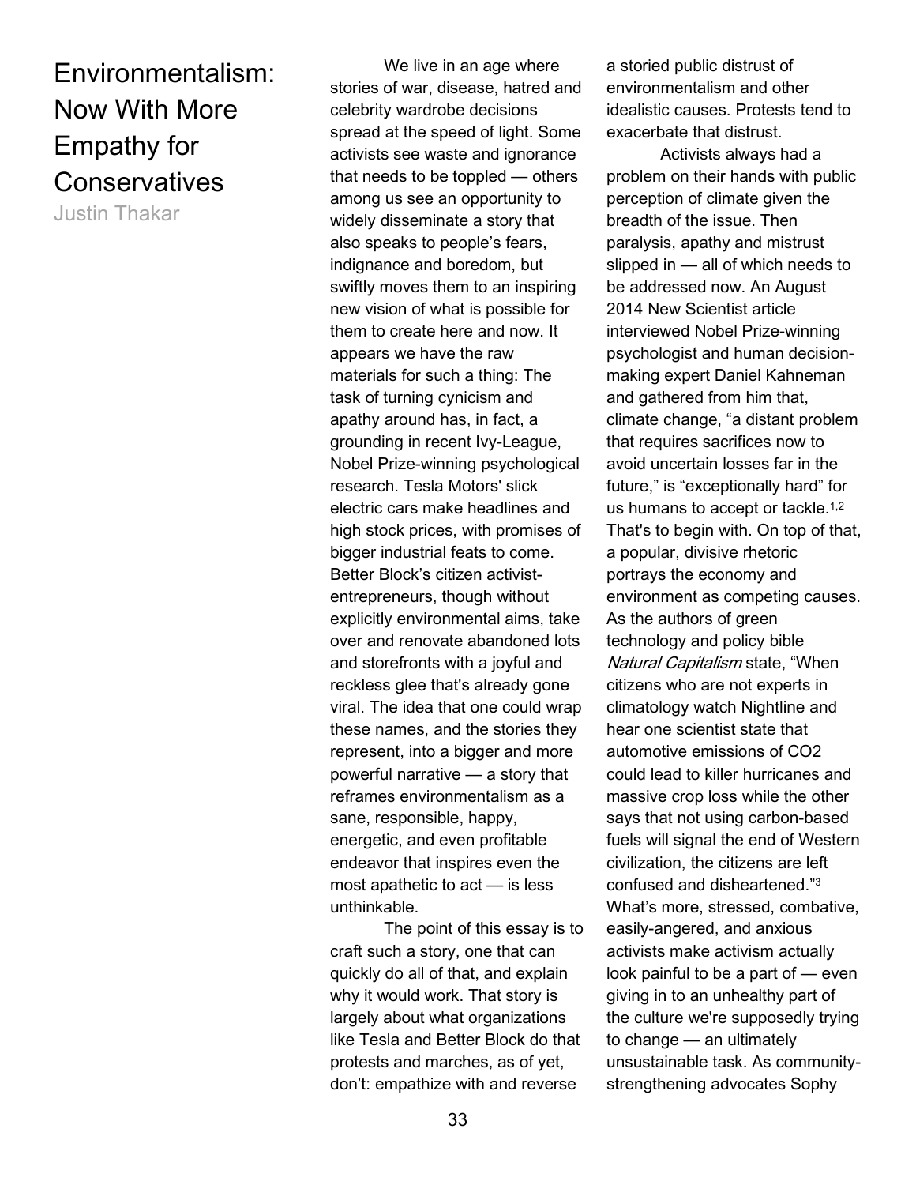# Environmentalism: Now With More Empathy for Conservatives

Justin Thakar

We live in an age where stories of war, disease, hatred and celebrity wardrobe decisions spread at the speed of light. Some activists see waste and ignorance that needs to be toppled — others among us see an opportunity to widely disseminate a story that also speaks to people's fears, indignance and boredom, but swiftly moves them to an inspiring new vision of what is possible for them to create here and now. It appears we have the raw materials for such a thing: The task of turning cynicism and apathy around has, in fact, a grounding in recent Ivy-League, Nobel Prize-winning psychological research. Tesla Motors' slick electric cars make headlines and high stock prices, with promises of bigger industrial feats to come. Better Block's citizen activist-entrepreneurs, though without explicitly environmental aims, take over and renovate abandoned lots and storefronts with a joyful and reckless glee that's already gone viral. The idea that one could wrap these names, and the stories they represent, into a bigger and more powerful narrative — a story that reframes environmentalism as a sane, responsible, happy, energetic, and even profitable endeavor that inspires even the most apathetic to act — is less unthinkable.

The point of this essay is to craft such a story, one that can quickly do all of that, and explain why it would work. That story is largely about what organizations like Tesla and Better Block do that protests and marches, as of yet, don't: empathize with and reverse a storied public distrust of environmentalism and other idealistic causes. Protests tend to exacerbate that distrust.

Activists always had a problem on their hands with public perception of climate given the breadth of the issue. Then paralysis, apathy and mistrust slipped in — all of which needs to be addressed now. An August 2014 New Scientist article interviewed Nobel Prize-winning psychologist and human decision-making expert Daniel Kahneman and gathered from him that, climate change, "a distant problem that requires sacrifices now to avoid uncertain losses far in the future," is "exceptionally hard" for us humans to accept or tackle.[1,2] That's to begin with. On top of that, a popular, divisive rhetoric portrays the economy and environment as competing causes. As the authors of green technology and policy bible *Natural Capitalism* state, "When citizens who are not experts in climatology watch Nightline and hear one scientist state that automotive emissions of CO2 could lead to killer hurricanes and massive crop loss while the other says that not using carbon-based fuels will signal the end of Western civilization, the citizens are left confused and disheartened."[3] What's more, stressed, combative, easily-angered, and anxious activists make activism actually look painful to be a part of — even giving in to an unhealthy part of the culture we're supposedly trying to change — an ultimately unsustainable task. As community-strengthening advocates Sophy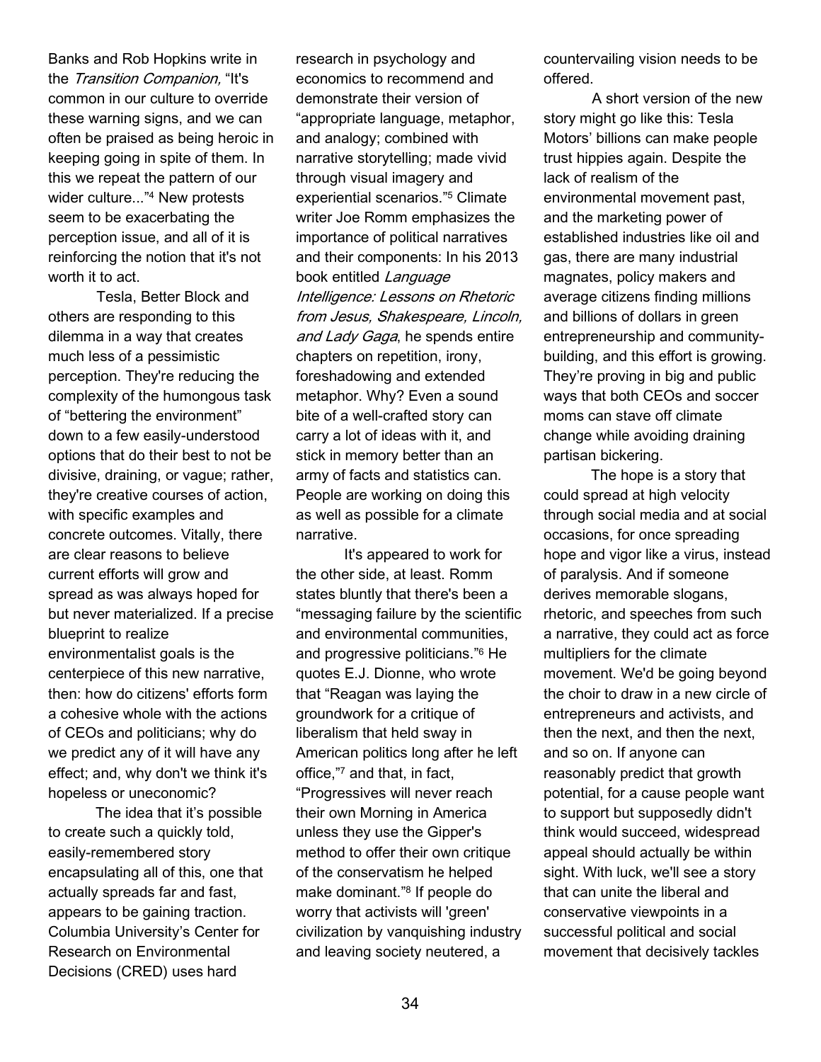Banks and Rob Hopkins write in the *Transition Companion,* "It's common in our culture to override these warning signs, and we can often be praised as being heroic in keeping going in spite of them. In this we repeat the pattern of our wider culture..."[4] New protests seem to be exacerbating the perception issue, and all of it is reinforcing the notion that it's not worth it to act.

Tesla, Better Block and others are responding to this dilemma in a way that creates much less of a pessimistic perception. They're reducing the complexity of the humongous task of "bettering the environment" down to a few easily-understood options that do their best to not be divisive, draining, or vague; rather, they're creative courses of action, with specific examples and concrete outcomes. Vitally, there are clear reasons to believe current efforts will grow and spread as was always hoped for but never materialized. If a precise blueprint to realize environmentalist goals is the centerpiece of this new narrative, then: how do citizens' efforts form a cohesive whole with the actions of CEOs and politicians; why do we predict any of it will have any effect; and, why don't we think it's hopeless or uneconomic?

The idea that it's possible to create such a quickly told, easily-remembered story encapsulating all of this, one that actually spreads far and fast, appears to be gaining traction. Columbia University's Center for Research on Environmental Decisions (CRED) uses hard research in psychology and economics to recommend and demonstrate their version of "appropriate language, metaphor, and analogy; combined with narrative storytelling; made vivid through visual imagery and experiential scenarios."[5] Climate writer Joe Romm emphasizes the importance of political narratives and their components: In his 2013 book entitled *Language Intelligence: Lessons on Rhetoric from Jesus, Shakespeare, Lincoln, and Lady Gaga*, he spends entire chapters on repetition, irony, foreshadowing and extended metaphor. Why? Even a sound bite of a well-crafted story can carry a lot of ideas with it, and stick in memory better than an army of facts and statistics can. People are working on doing this as well as possible for a climate narrative.

It's appeared to work for the other side, at least. Romm states bluntly that there's been a "messaging failure by the scientific and environmental communities, and progressive politicians."[6] He quotes E.J. Dionne, who wrote that "Reagan was laying the groundwork for a critique of liberalism that held sway in American politics long after he left office,"[7] and that, in fact, "Progressives will never reach their own Morning in America unless they use the Gipper's method to offer their own critique of the conservatism he helped make dominant."[8] If people do worry that activists will 'green' civilization by vanquishing industry and leaving society neutered, a countervailing vision needs to be offered.

A short version of the new story might go like this: Tesla Motors' billions can make people trust hippies again. Despite the lack of realism of the environmental movement past, and the marketing power of established industries like oil and gas, there are many industrial magnates, policy makers and average citizens finding millions and billions of dollars in green entrepreneurship and community-building, and this effort is growing. They're proving in big and public ways that both CEOs and soccer moms can stave off climate change while avoiding draining partisan bickering.

The hope is a story that could spread at high velocity through social media and at social occasions, for once spreading hope and vigor like a virus, instead of paralysis. And if someone derives memorable slogans, rhetoric, and speeches from such a narrative, they could act as force multipliers for the climate movement. We'd be going beyond the choir to draw in a new circle of entrepreneurs and activists, and then the next, and then the next, and so on. If anyone can reasonably predict that growth potential, for a cause people want to support but supposedly didn't think would succeed, widespread appeal should actually be within sight. With luck, we'll see a story that can unite the liberal and conservative viewpoints in a successful political and social movement that decisively tackles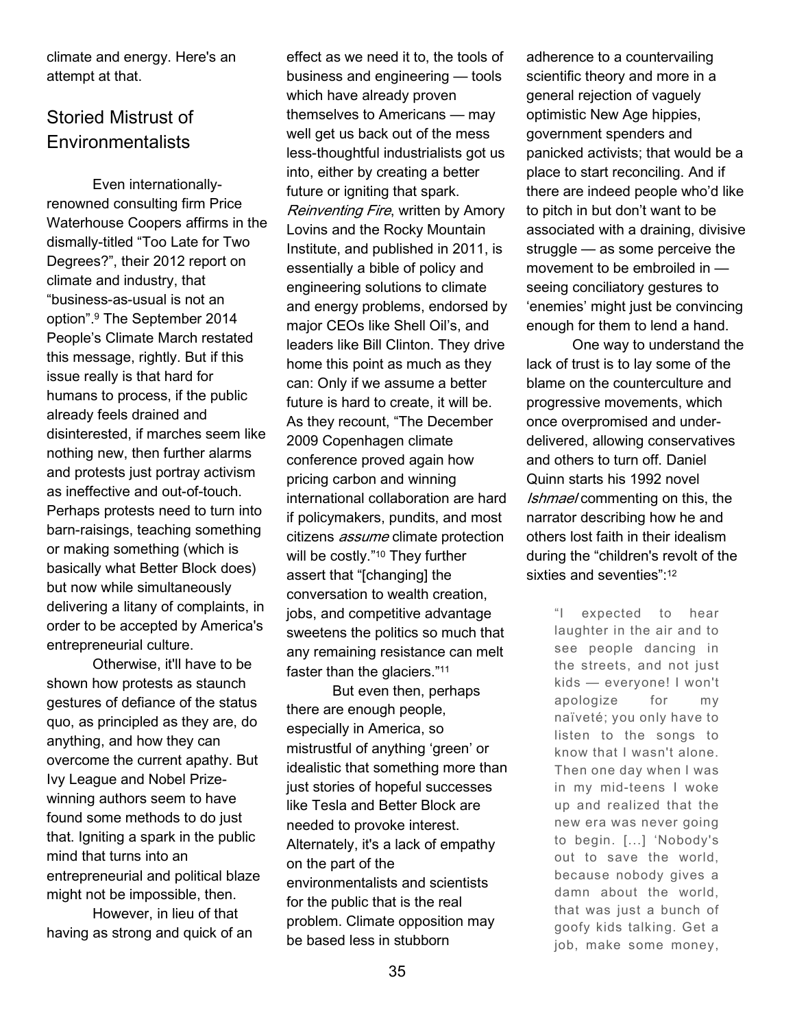climate and energy. Here's an attempt at that.

## Storied Mistrust of Environmentalists

Even internationally-renowned consulting firm Price Waterhouse Coopers affirms in the dismally-titled "Too Late for Two Degrees?", their 2012 report on climate and industry, that "business-as-usual is not an option".[9] The September 2014 People's Climate March restated this message, rightly. But if this issue really is that hard for humans to process, if the public already feels drained and disinterested, if marches seem like nothing new, then further alarms and protests just portray activism as ineffective and out-of-touch. Perhaps protests need to turn into barn-raisings, teaching something or making something (which is basically what Better Block does) but now while simultaneously delivering a litany of complaints, in order to be accepted by America's entrepreneurial culture.

Otherwise, it'll have to be shown how protests as staunch gestures of defiance of the status quo, as principled as they are, do anything, and how they can overcome the current apathy. But Ivy League and Nobel Prize-winning authors seem to have found some methods to do just that. Igniting a spark in the public mind that turns into an entrepreneurial and political blaze might not be impossible, then.

However, in lieu of that having as strong and quick of an effect as we need it to, the tools of business and engineering — tools which have already proven themselves to Americans — may well get us back out of the mess less-thoughtful industrialists got us into, either by creating a better future or igniting that spark. *Reinventing Fire*, written by Amory Lovins and the Rocky Mountain Institute, and published in 2011, is essentially a bible of policy and engineering solutions to climate and energy problems, endorsed by major CEOs like Shell Oil's, and leaders like Bill Clinton. They drive home this point as much as they can: Only if we assume a better future is hard to create, it will be. As they recount, "The December 2009 Copenhagen climate conference proved again how pricing carbon and winning international collaboration are hard if policymakers, pundits, and most citizens *assume* climate protection will be costly."[10] They further assert that "[changing] the conversation to wealth creation, jobs, and competitive advantage sweetens the politics so much that any remaining resistance can melt faster than the glaciers."[11]

But even then, perhaps there are enough people, especially in America, so mistrustful of anything 'green' or idealistic that something more than just stories of hopeful successes like Tesla and Better Block are needed to provoke interest. Alternately, it's a lack of empathy on the part of the environmentalists and scientists for the public that is the real problem. Climate opposition may be based less in stubborn adherence to a countervailing scientific theory and more in a general rejection of vaguely optimistic New Age hippies, government spenders and panicked activists; that would be a place to start reconciling. And if there are indeed people who'd like to pitch in but don't want to be associated with a draining, divisive struggle — as some perceive the movement to be embroiled in — seeing conciliatory gestures to 'enemies' might just be convincing enough for them to lend a hand.

One way to understand the lack of trust is to lay some of the blame on the counterculture and progressive movements, which once overpromised and under-delivered, allowing conservatives and others to turn off. Daniel Quinn starts his 1992 novel *Ishmael* commenting on this, the narrator describing how he and others lost faith in their idealism during the "children's revolt of the sixties and seventies":[12]

> "I expected to hear laughter in the air and to see people dancing in the streets, and not just kids — everyone! I won't apologize for my naïveté; you only have to listen to the songs to know that I wasn't alone. Then one day when I was in my mid-teens I woke up and realized that the new era was never going to begin. [...] 'Nobody's out to save the world, because nobody gives a damn about the world, that was just a bunch of goofy kids talking. Get a job, make some money,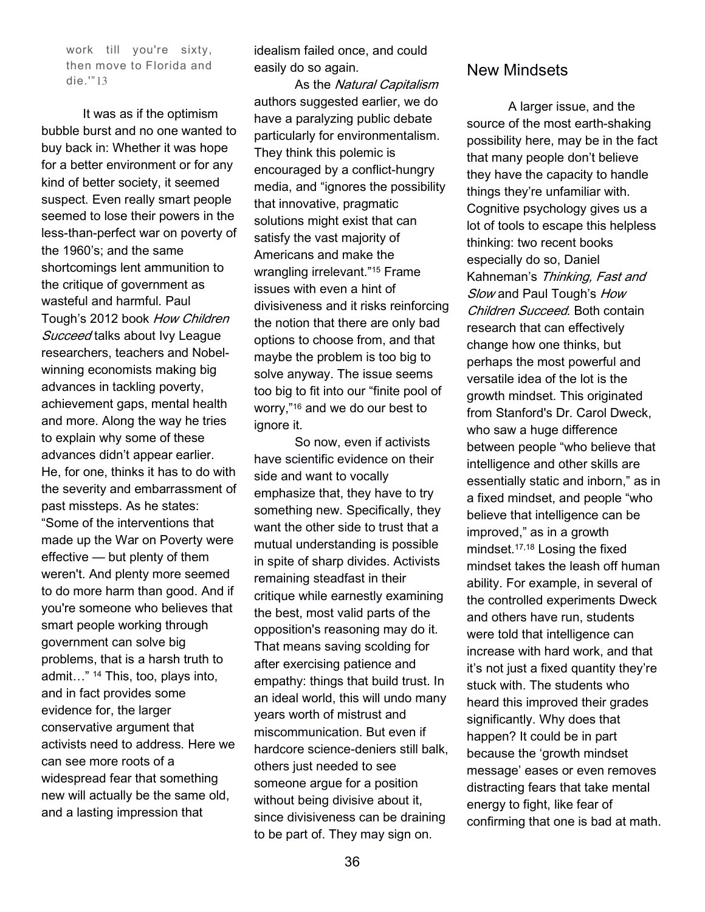work till you're sixty, then move to Florida and die.'"[13]

It was as if the optimism bubble burst and no one wanted to buy back in: Whether it was hope for a better environment or for any kind of better society, it seemed suspect. Even really smart people seemed to lose their powers in the less-than-perfect war on poverty of the 1960's; and the same shortcomings lent ammunition to the critique of government as wasteful and harmful. Paul Tough's 2012 book *How Children Succeed* talks about Ivy League researchers, teachers and Nobel-winning economists making big advances in tackling poverty, achievement gaps, mental health and more. Along the way he tries to explain why some of these advances didn't appear earlier. He, for one, thinks it has to do with the severity and embarrassment of past missteps. As he states: "Some of the interventions that made up the War on Poverty were effective — but plenty of them weren't. And plenty more seemed to do more harm than good. And if you're someone who believes that smart people working through government can solve big problems, that is a harsh truth to admit…" [14] This, too, plays into, and in fact provides some evidence for, the larger conservative argument that activists need to address. Here we can see more roots of a widespread fear that something new will actually be the same old, and a lasting impression that idealism failed once, and could easily do so again.

As the *Natural Capitalism* authors suggested earlier, we do have a paralyzing public debate particularly for environmentalism. They think this polemic is encouraged by a conflict-hungry media, and "ignores the possibility that innovative, pragmatic solutions might exist that can satisfy the vast majority of Americans and make the wrangling irrelevant."[15] Frame issues with even a hint of divisiveness and it risks reinforcing the notion that there are only bad options to choose from, and that maybe the problem is too big to solve anyway. The issue seems too big to fit into our "finite pool of worry,"[16] and we do our best to ignore it.

So now, even if activists have scientific evidence on their side and want to vocally emphasize that, they have to try something new. Specifically, they want the other side to trust that a mutual understanding is possible in spite of sharp divides. Activists remaining steadfast in their critique while earnestly examining the best, most valid parts of the opposition's reasoning may do it. That means saving scolding for after exercising patience and empathy: things that build trust. In an ideal world, this will undo many years worth of mistrust and miscommunication. But even if hardcore science-deniers still balk, others just needed to see someone argue for a position without being divisive about it, since divisiveness can be draining to be part of. They may sign on.

## New Mindsets

A larger issue, and the source of the most earth-shaking possibility here, may be in the fact that many people don't believe they have the capacity to handle things they're unfamiliar with. Cognitive psychology gives us a lot of tools to escape this helpless thinking: two recent books especially do so, Daniel Kahneman's *Thinking, Fast and Slow* and Paul Tough's *How Children Succeed*. Both contain research that can effectively change how one thinks, but perhaps the most powerful and versatile idea of the lot is the growth mindset. This originated from Stanford's Dr. Carol Dweck, who saw a huge difference between people "who believe that intelligence and other skills are essentially static and inborn," as in a fixed mindset, and people "who believe that intelligence can be improved," as in a growth mindset.[17,18] Losing the fixed mindset takes the leash off human ability. For example, in several of the controlled experiments Dweck and others have run, students were told that intelligence can increase with hard work, and that it's not just a fixed quantity they're stuck with. The students who heard this improved their grades significantly. Why does that happen? It could be in part because the 'growth mindset message' eases or even removes distracting fears that take mental energy to fight, like fear of confirming that one is bad at math.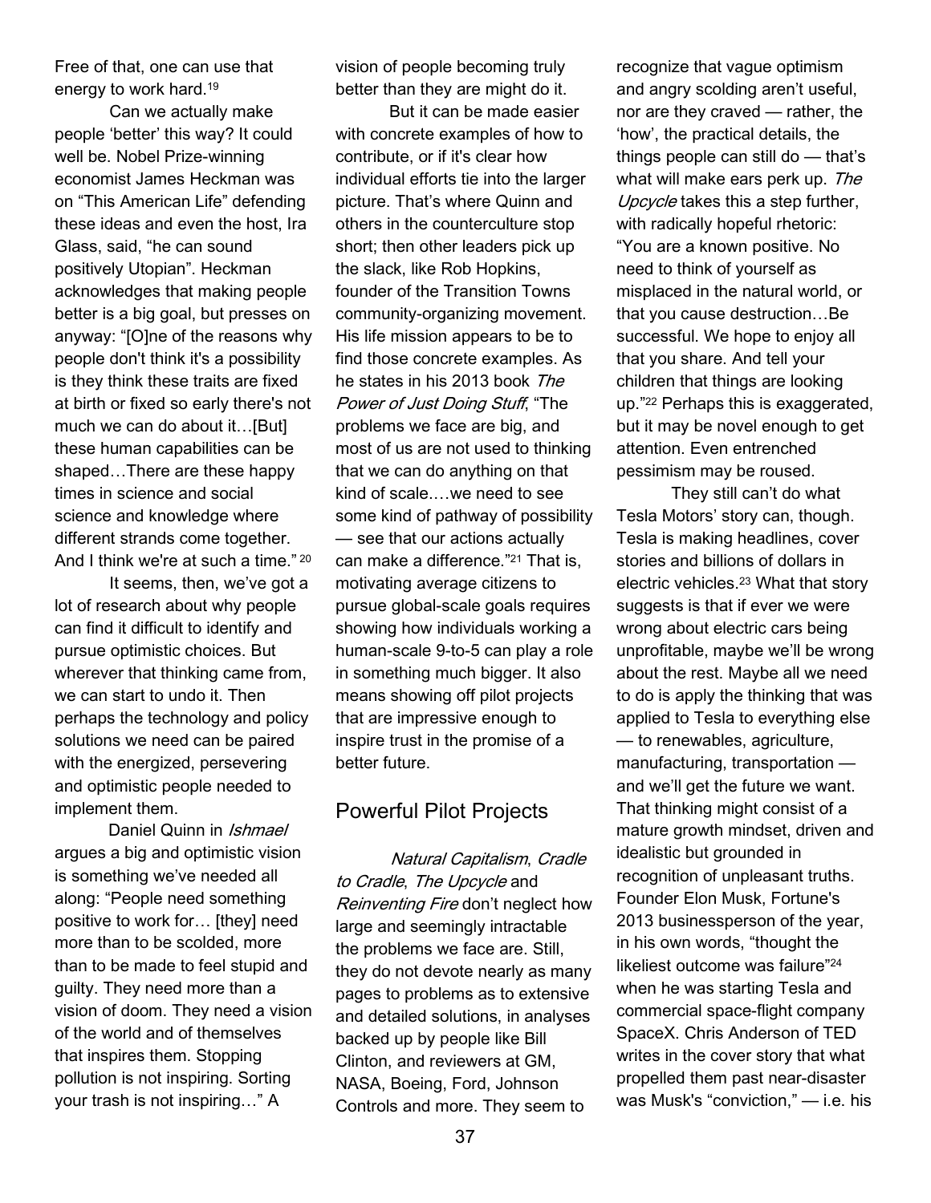Free of that, one can use that energy to work hard.[19]

Can we actually make people 'better' this way? It could well be. Nobel Prize-winning economist James Heckman was on "This American Life" defending these ideas and even the host, Ira Glass, said, "he can sound positively Utopian". Heckman acknowledges that making people better is a big goal, but presses on anyway: "[O]ne of the reasons why people don't think it's a possibility is they think these traits are fixed at birth or fixed so early there's not much we can do about it…[But] these human capabilities can be shaped…There are these happy times in science and social science and knowledge where different strands come together. And I think we're at such a time." [20]

It seems, then, we've got a lot of research about why people can find it difficult to identify and pursue optimistic choices. But wherever that thinking came from, we can start to undo it. Then perhaps the technology and policy solutions we need can be paired with the energized, persevering and optimistic people needed to implement them.

Daniel Quinn in *Ishmael* argues a big and optimistic vision is something we've needed all along: "People need something positive to work for… [they] need more than to be scolded, more than to be made to feel stupid and guilty. They need more than a vision of doom. They need a vision of the world and of themselves that inspires them. Stopping pollution is not inspiring. Sorting your trash is not inspiring…" A vision of people becoming truly better than they are might do it.

But it can be made easier with concrete examples of how to contribute, or if it's clear how individual efforts tie into the larger picture. That's where Quinn and others in the counterculture stop short; then other leaders pick up the slack, like Rob Hopkins, founder of the Transition Towns community-organizing movement. His life mission appears to be to find those concrete examples. As he states in his 2013 book *The Power of Just Doing Stuff*, "The problems we face are big, and most of us are not used to thinking that we can do anything on that kind of scale.…we need to see some kind of pathway of possibility — see that our actions actually can make a difference."[21] That is, motivating average citizens to pursue global-scale goals requires showing how individuals working a human-scale 9-to-5 can play a role in something much bigger. It also means showing off pilot projects that are impressive enough to inspire trust in the promise of a better future.

## Powerful Pilot Projects

*Natural Capitalism*, *Cradle to Cradle*, *The Upcycle* and *Reinventing Fire* don't neglect how large and seemingly intractable the problems we face are. Still, they do not devote nearly as many pages to problems as to extensive and detailed solutions, in analyses backed up by people like Bill Clinton, and reviewers at GM, NASA, Boeing, Ford, Johnson Controls and more. They seem to recognize that vague optimism and angry scolding aren't useful, nor are they craved — rather, the 'how', the practical details, the things people can still do — that's what will make ears perk up. *The Upcycle* takes this a step further, with radically hopeful rhetoric: "You are a known positive. No need to think of yourself as misplaced in the natural world, or that you cause destruction…Be successful. We hope to enjoy all that you share. And tell your children that things are looking up."[22] Perhaps this is exaggerated, but it may be novel enough to get attention. Even entrenched pessimism may be roused.

They still can't do what Tesla Motors' story can, though. Tesla is making headlines, cover stories and billions of dollars in electric vehicles.[23] What that story suggests is that if ever we were wrong about electric cars being unprofitable, maybe we'll be wrong about the rest. Maybe all we need to do is apply the thinking that was applied to Tesla to everything else — to renewables, agriculture, manufacturing, transportation — and we'll get the future we want. That thinking might consist of a mature growth mindset, driven and idealistic but grounded in recognition of unpleasant truths. Founder Elon Musk, Fortune's 2013 businessperson of the year, in his own words, "thought the likeliest outcome was failure"[24] when he was starting Tesla and commercial space-flight company SpaceX. Chris Anderson of TED writes in the cover story that what propelled them past near-disaster was Musk's "conviction," — i.e. his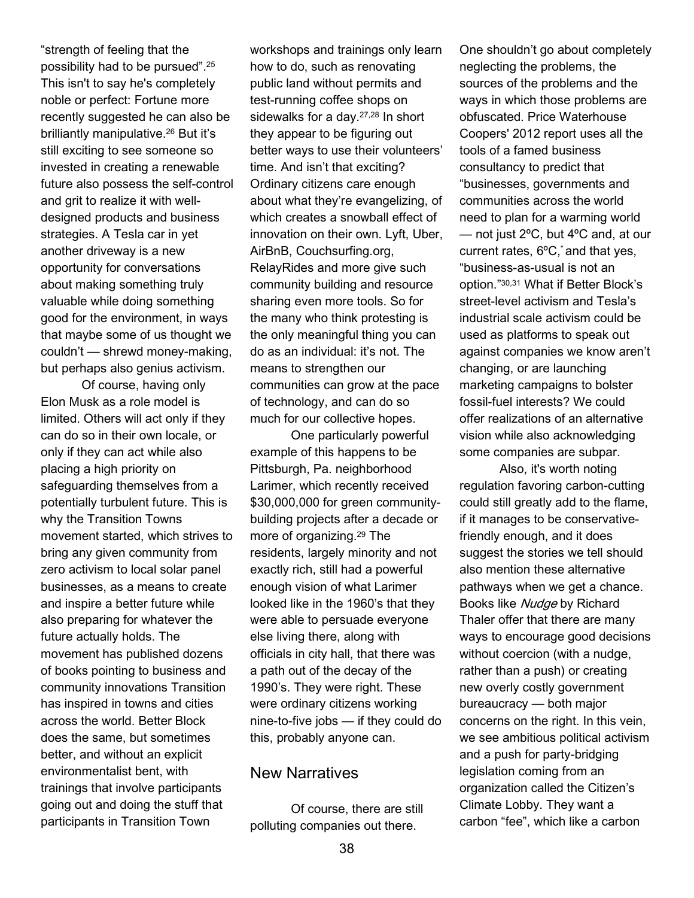"strength of feeling that the possibility had to be pursued".[25] This isn't to say he's completely noble or perfect: Fortune more recently suggested he can also be brilliantly manipulative.[26] But it's still exciting to see someone so invested in creating a renewable future also possess the self-control and grit to realize it with well-designed products and business strategies. A Tesla car in yet another driveway is a new opportunity for conversations about making something truly valuable while doing something good for the environment, in ways that maybe some of us thought we couldn't — shrewd money-making, but perhaps also genius activism.

Of course, having only Elon Musk as a role model is limited. Others will act only if they can do so in their own locale, or only if they can act while also placing a high priority on safeguarding themselves from a potentially turbulent future. This is why the Transition Towns movement started, which strives to bring any given community from zero activism to local solar panel businesses, as a means to create and inspire a better future while also preparing for whatever the future actually holds. The movement has published dozens of books pointing to business and community innovations Transition has inspired in towns and cities across the world. Better Block does the same, but sometimes better, and without an explicit environmentalist bent, with trainings that involve participants going out and doing the stuff that participants in Transition Town workshops and trainings only learn how to do, such as renovating public land without permits and test-running coffee shops on sidewalks for a day.[27,28] In short they appear to be figuring out better ways to use their volunteers' time. And isn't that exciting? Ordinary citizens care enough about what they're evangelizing, of which creates a snowball effect of innovation on their own. Lyft, Uber, AirBnB, Couchsurfing.org, RelayRides and more give such community building and resource sharing even more tools. So for the many who think protesting is the only meaningful thing you can do as an individual: it's not. The means to strengthen our communities can grow at the pace of technology, and can do so much for our collective hopes.

One particularly powerful example of this happens to be Pittsburgh, Pa. neighborhood Larimer, which recently received $30,000,000 for green community-building projects after a decade or more of organizing.[29] The residents, largely minority and not exactly rich, still had a powerful enough vision of what Larimer looked like in the 1960's that they were able to persuade everyone else living there, along with officials in city hall, that there was a path out of the decay of the 1990's. They were right. These were ordinary citizens working nine-to-five jobs — if they could do this, probably anyone can.

## New Narratives

Of course, there are still polluting companies out there. One shouldn't go about completely neglecting the problems, the sources of the problems and the ways in which those problems are obfuscated. Price Waterhouse Coopers' 2012 report uses all the tools of a famed business consultancy to predict that "businesses, governments and communities across the world need to plan for a warming world — not just 2ºC, but 4ºC and, at our current rates, 6ºC," and that yes, "business-as-usual is not an option."[30,31] What if Better Block's street-level activism and Tesla's industrial scale activism could be used as platforms to speak out against companies we know aren't changing, or are launching marketing campaigns to bolster fossil-fuel interests? We could offer realizations of an alternative vision while also acknowledging some companies are subpar.

Also, it's worth noting regulation favoring carbon-cutting could still greatly add to the flame, if it manages to be conservative-friendly enough, and it does suggest the stories we tell should also mention these alternative pathways when we get a chance. Books like *Nudge* by Richard Thaler offer that there are many ways to encourage good decisions without coercion (with a nudge, rather than a push) or creating new overly costly government bureaucracy — both major concerns on the right. In this vein, we see ambitious political activism and a push for party-bridging legislation coming from an organization called the Citizen's Climate Lobby. They want a carbon "fee", which like a carbon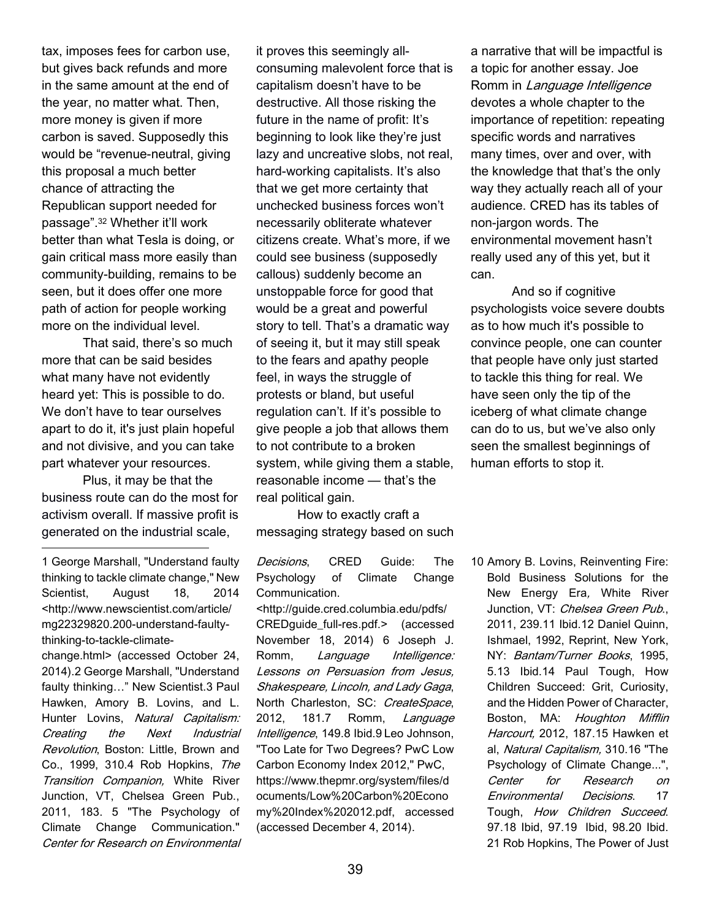tax, imposes fees for carbon use, but gives back refunds and more in the same amount at the end of the year, no matter what. Then, more money is given if more carbon is saved. Supposedly this would be "revenue-neutral, giving this proposal a much better chance of attracting the Republican support needed for passage".[32] Whether it'll work better than what Tesla is doing, or gain critical mass more easily than community-building, remains to be seen, but it does offer one more path of action for people working more on the individual level.

That said, there's so much more that can be said besides what many have not evidently heard yet: This is possible to do. We don't have to tear ourselves apart to do it, it's just plain hopeful and not divisive, and you can take part whatever your resources.

Plus, it may be that the business route can do the most for activism overall. If massive profit is generated on the industrial scale, it proves this seemingly all-consuming malevolent force that is capitalism doesn't have to be destructive. All those risking the future in the name of profit: It's beginning to look like they're just lazy and uncreative slobs, not real, hard-working capitalists. It's also that we get more certainty that unchecked business forces won't necessarily obliterate whatever citizens create. What's more, if we could see business (supposedly callous) suddenly become an unstoppable force for good that would be a great and powerful story to tell. That's a dramatic way of seeing it, but it may still speak to the fears and apathy people feel, in ways the struggle of protests or bland, but useful regulation can't. If it's possible to give people a job that allows them to not contribute to a broken system, while giving them a stable, reasonable income — that's the real political gain.

How to exactly craft a messaging strategy based on such a narrative that will be impactful is a topic for another essay. Joe Romm in *Language Intelligence* devotes a whole chapter to the importance of repetition: repeating specific words and narratives many times, over and over, with the knowledge that that's the only way they actually reach all of your audience. CRED has its tables of non-jargon words. The environmental movement hasn't really used any of this yet, but it can.

And so if cognitive psychologists voice severe doubts as to how much it's possible to convince people, one can counter that people have only just started to tackle this thing for real. We have seen only the tip of the iceberg of what climate change can do to us, but we've also only seen the smallest beginnings of human efforts to stop it.

---

1 George Marshall, "Understand faulty thinking to tackle climate change," New Scientist, August 18, 2014 <http://www.newscientist.com/article/mg22329820.200-understand-faulty-thinking-to-tackle-climate-change.html> (accessed October 24, 2014).2 George Marshall, "Understand faulty thinking…" New Scientist.3 Paul Hawken, Amory B. Lovins, and L. Hunter Lovins, *Natural Capitalism: Creating the Next Industrial Revolution*, Boston: Little, Brown and Co., 1999, 310.4 Rob Hopkins, *The Transition Companion,* White River Junction, VT, Chelsea Green Pub., 2011, 183. 5 "The Psychology of Climate Change Communication." *Center for Research on Environmental Decisions*, CRED Guide: The Psychology of Climate Change Communication. <http://guide.cred.columbia.edu/pdfs/CREDguide_full-res.pdf.> (accessed November 18, 2014) 6 Joseph J. Romm, *Language Intelligence: Lessons on Persuasion from Jesus, Shakespeare, Lincoln, and Lady Gaga*, North Charleston, SC: *CreateSpace*, 2012, 181.7 Romm, *Language Intelligence*, 149.8 Ibid.9 Leo Johnson, "Too Late for Two Degrees? PwC Low Carbon Economy Index 2012," PwC, https://www.thepmr.org/system/files/documents/Low%20Carbon%20Economy%20Index%202012.pdf, accessed (accessed December 4, 2014). 10 Amory B. Lovins, Reinventing Fire: Bold Business Solutions for the New Energy Era*,* White River Junction, VT: *Chelsea Green Pub.*, 2011, 239.11 Ibid.12 Daniel Quinn, Ishmael, 1992, Reprint, New York, NY: *Bantam/Turner Books*, 1995, 5.13 Ibid.14 Paul Tough, How Children Succeed: Grit, Curiosity, and the Hidden Power of Character, Boston, MA: *Houghton Mifflin Harcourt,* 2012, 187.15 Hawken et al, *Natural Capitalism,* 310.16 "The Psychology of Climate Change...", *Center for Research on Environmental Decisions*. 17 Tough, *How Children Succeed*. 97.18 Ibid, 97.19 Ibid, 98.20 Ibid. 21 Rob Hopkins, The Power of Just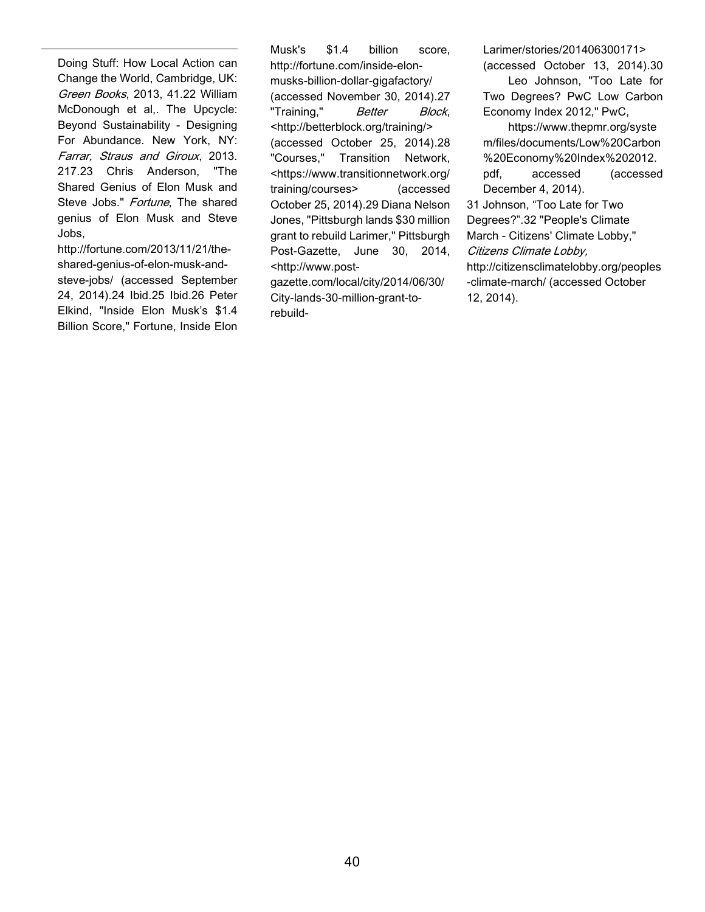Doing Stuff: How Local Action can Change the World, Cambridge, UK: *Green Books*, 2013, 41.22 William McDonough et al,. The Upcycle: Beyond Sustainability - Designing For Abundance. New York, NY: *Farrar, Straus and Giroux*, 2013. 217.23 Chris Anderson, "The Shared Genius of Elon Musk and Steve Jobs." *Fortune*, The shared genius of Elon Musk and Steve Jobs, http://fortune.com/2013/11/21/the-shared-genius-of-elon-musk-and-steve-jobs/ (accessed September 24, 2014).24 Ibid.25 Ibid.26 Peter Elkind, "Inside Elon Musk's $1.4 Billion Score," Fortune, Inside Elon Musk's $1.4 billion score, http://fortune.com/inside-elon-musks-billion-dollar-gigafactory/ (accessed November 30, 2014).27 "Training," *Better Block*, <http://betterblock.org/training/> (accessed October 25, 2014).28 "Courses," Transition Network, <https://www.transitionnetwork.org/training/courses> (accessed October 25, 2014).29 Diana Nelson Jones, "Pittsburgh lands $30 million grant to rebuild Larimer," Pittsburgh Post-Gazette, June 30, 2014, <http://www.post-gazette.com/local/city/2014/06/30/City-lands-30-million-grant-to-rebuild-Larimer/stories/201406300171> (accessed October 13, 2014).30 Leo Johnson, "Too Late for Two Degrees? PwC Low Carbon Economy Index 2012," PwC, https://www.thepmr.org/system/files/documents/Low%20Carbon%20Economy%20Index%202012.pdf, accessed (accessed December 4, 2014).

31 Johnson, “Too Late for Two Degrees?”.32 "People's Climate March - Citizens' Climate Lobby," *Citizens Climate Lobby,* http://citizensclimatelobby.org/peoples-climate-march/ (accessed October 12, 2014).